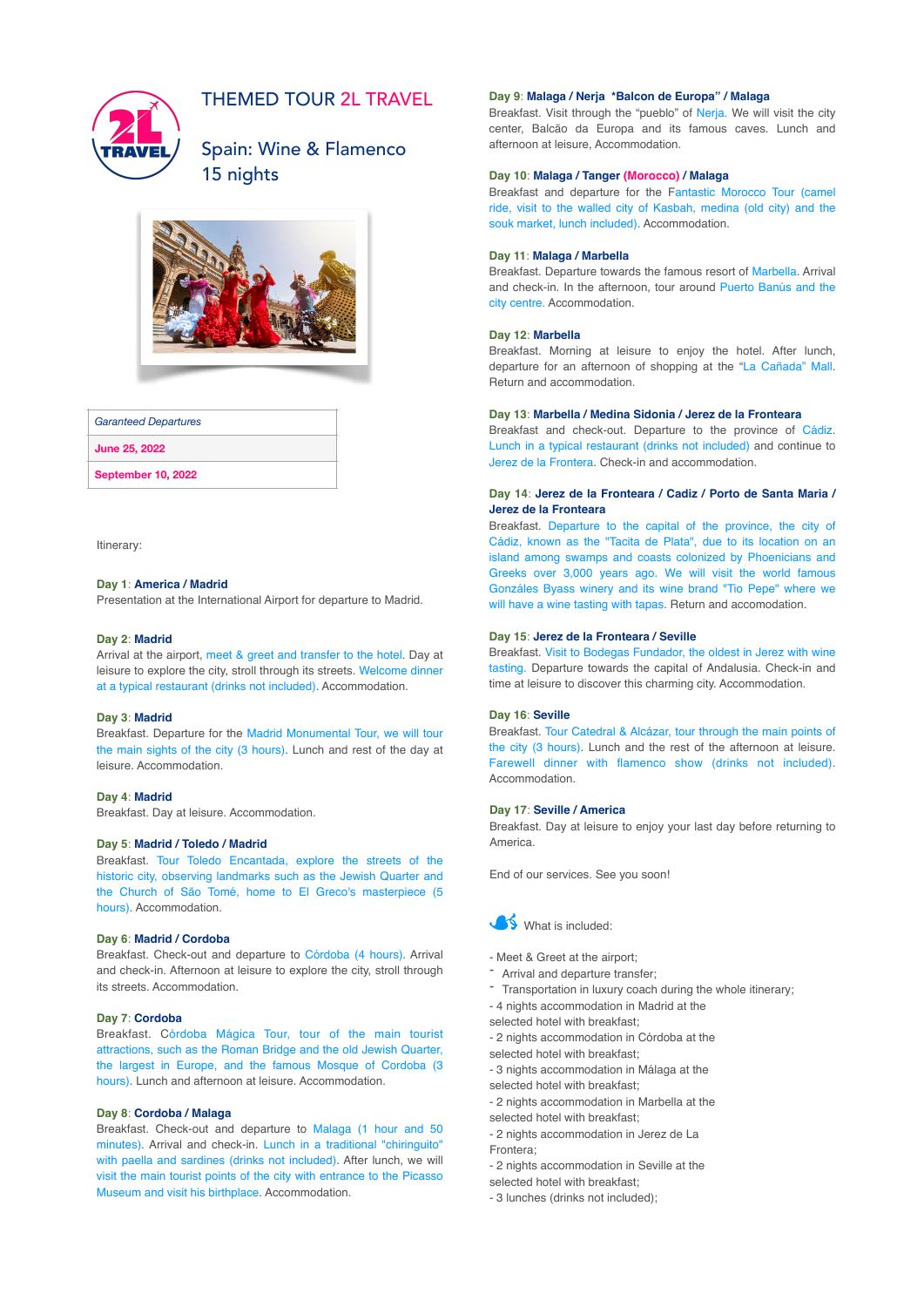# THEMED TOUR 2L TRAVEL

## Spain: Wine & Flamenco
## 15 nights

| *Garanteed Departures* |
|---|
| **June 25, 2022** |
| **September 10, 2022** |

Itinerary:

**Day 1**: **America / Madrid**
Presentation at the International Airport for departure to Madrid.

**Day 2**: **Madrid**
Arrival at the airport, meet & greet and transfer to the hotel. Day at leisure to explore the city, stroll through its streets. Welcome dinner at a typical restaurant (drinks not included). Accommodation.

**Day 3**: **Madrid**
Breakfast. Departure for the Madrid Monumental Tour, we will tour the main sights of the city (3 hours). Lunch and rest of the day at leisure. Accommodation.

**Day 4**: **Madrid**
Breakfast. Day at leisure. Accommodation.

**Day 5**: **Madrid / Toledo / Madrid**
Breakfast. Tour Toledo Encantada, explore the streets of the historic city, observing landmarks such as the Jewish Quarter and the Church of São Tomé, home to El Greco's masterpiece (5 hours). Accommodation.

**Day 6**: **Madrid / Cordoba**
Breakfast. Check-out and departure to Córdoba (4 hours). Arrival and check-in. Afternoon at leisure to explore the city, stroll through its streets. Accommodation.

**Day 7**: **Cordoba**
Breakfast. Córdoba Mágica Tour, tour of the main tourist attractions, such as the Roman Bridge and the old Jewish Quarter, the largest in Europe, and the famous Mosque of Cordoba (3 hours). Lunch and afternoon at leisure. Accommodation.

**Day 8**: **Cordoba / Malaga**
Breakfast. Check-out and departure to Malaga (1 hour and 50 minutes). Arrival and check-in. Lunch in a traditional "chiringuito" with paella and sardines (drinks not included). After lunch, we will visit the main tourist points of the city with entrance to the Picasso Museum and visit his birthplace. Accommodation.

**Day 9**: **Malaga / Nerja \*Balcon de Europa" / Malaga**
Breakfast. Visit through the "pueblo" of Nerja. We will visit the city center, Balcão da Europa and its famous caves. Lunch and afternoon at leisure, Accommodation.

**Day 10**: **Malaga / Tanger (Morocco) / Malaga**
Breakfast and departure for the Fantastic Morocco Tour (camel ride, visit to the walled city of Kasbah, medina (old city) and the souk market, lunch included). Accommodation.

**Day 11**: **Malaga / Marbella**
Breakfast. Departure towards the famous resort of Marbella. Arrival and check-in. In the afternoon, tour around Puerto Banús and the city centre. Accommodation.

**Day 12**: **Marbella**
Breakfast. Morning at leisure to enjoy the hotel. After lunch, departure for an afternoon of shopping at the "La Cañada" Mall. Return and accommodation.

**Day 13**: **Marbella / Medina Sidonia / Jerez de la Fronteara**
Breakfast and check-out. Departure to the province of Cádiz. Lunch in a typical restaurant (drinks not included) and continue to Jerez de la Frontera. Check-in and accommodation.

**Day 14**: **Jerez de la Fronteara / Cadiz / Porto de Santa Maria / Jerez de la Fronteara**
Breakfast. Departure to the capital of the province, the city of Cádiz, known as the "Tacita de Plata", due to its location on an island among swamps and coasts colonized by Phoenicians and Greeks over 3,000 years ago. We will visit the world famous Gonzáles Byass winery and its wine brand "Tio Pepe" where we will have a wine tasting with tapas. Return and accomodation.

**Day 15**: **Jerez de la Fronteara / Seville**
Breakfast. Visit to Bodegas Fundador, the oldest in Jerez with wine tasting. Departure towards the capital of Andalusia. Check-in and time at leisure to discover this charming city. Accommodation.

**Day 16**: **Seville**
Breakfast. Tour Catedral & Alcázar, tour through the main points of the city (3 hours). Lunch and the rest of the afternoon at leisure. Farewell dinner with flamenco show (drinks not included). Accommodation.

**Day 17**: **Seville / America**
Breakfast. Day at leisure to enjoy your last day before returning to America.

End of our services. See you soon!

What is included:

- Meet & Greet at the airport;
- Arrival and departure transfer;
- Transportation in luxury coach during the whole itinerary;
- 4 nights accommodation in Madrid at the selected hotel with breakfast;
- 2 nights accommodation in Córdoba at the selected hotel with breakfast;
- 3 nights accommodation in Málaga at the selected hotel with breakfast;
- 2 nights accommodation in Marbella at the selected hotel with breakfast;
- 2 nights accommodation in Jerez de La Frontera;
- 2 nights accommodation in Seville at the selected hotel with breakfast;
- 3 lunches (drinks not included);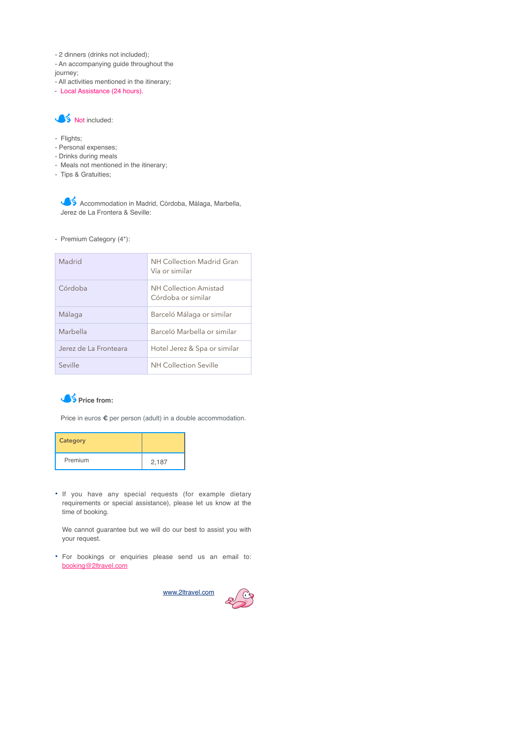- 2 dinners (drinks not included);
- An accompanying guide throughout the journey;
- All activities mentioned in the itinerary;
- Local Assistance (24 hours).

Not included:

- Flights;
- Personal expenses;
- Drinks during meals
- Meals not mentioned in the itinerary;
- Tips & Gratuities;

Accommodation in Madrid, Córdoba, Málaga, Marbella, Jerez de La Frontera & Seville:

- Premium Category (4*):

| | |
|---|---|
| Madrid | NH Collection Madrid Gran Vía or similar |
| Córdoba | NH Collection Amistad Córdoba or similar |
| Málaga | Barceló Málaga or similar |
| Marbella | Barceló Marbella or similar |
| Jerez de La Fronteara | Hotel Jerez & Spa or similar |
| Seville | NH Collection Seville |

**Price from:**

Price in euros **€** per person (adult) in a double accommodation.

| Category | |
|---|---|
| Premium | 2,187 |

- If you have any special requests (for example dietary requirements or special assistance), please let us know at the time of booking.

  We cannot guarantee but we will do our best to assist you with your request.

- For bookings or enquiries please send us an email to: booking@2ltravel.com

www.2ltravel.com